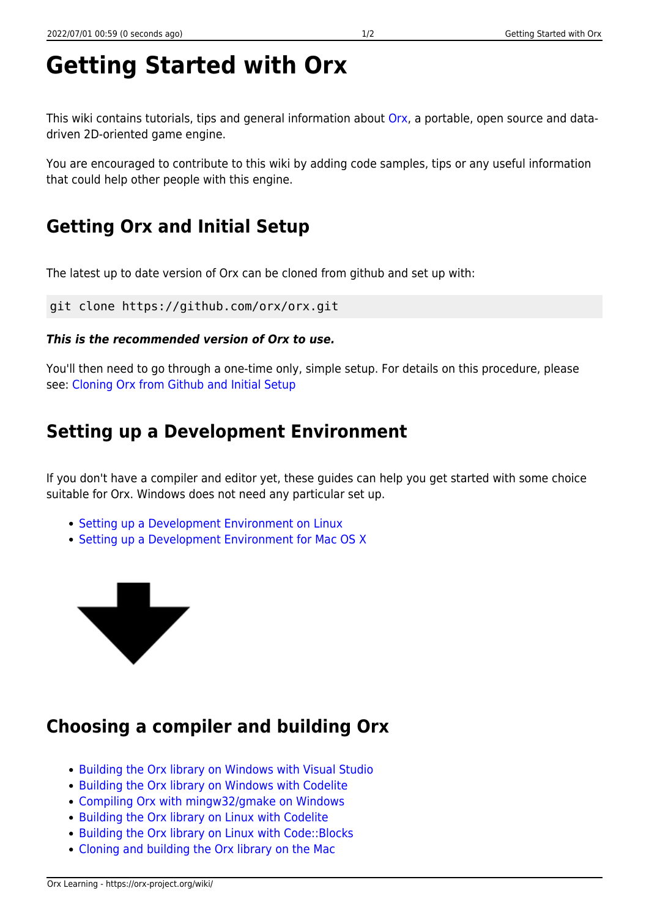# Getting Started with Orx

This wiki contains tutorials, tips and general information about Orx, a portable, open source and data-driven 2D-oriented game engine.

You are encouraged to contribute to this wiki by adding code samples, tips or any useful information that could help other people with this engine.

## Getting Orx and Initial Setup

The latest up to date version of Orx can be cloned from github and set up with:

```
git clone https://github.com/orx/orx.git
```

***This is the recommended version of Orx to use.***

You'll then need to go through a one-time only, simple setup. For details on this procedure, please see: Cloning Orx from Github and Initial Setup

## Setting up a Development Environment

If you don't have a compiler and editor yet, these guides can help you get started with some choice suitable for Orx. Windows does not need any particular set up.

- Setting up a Development Environment on Linux
- Setting up a Development Environment for Mac OS X

## Choosing a compiler and building Orx

- Building the Orx library on Windows with Visual Studio
- Building the Orx library on Windows with Codelite
- Compiling Orx with mingw32/gmake on Windows
- Building the Orx library on Linux with Codelite
- Building the Orx library on Linux with Code::Blocks
- Cloning and building the Orx library on the Mac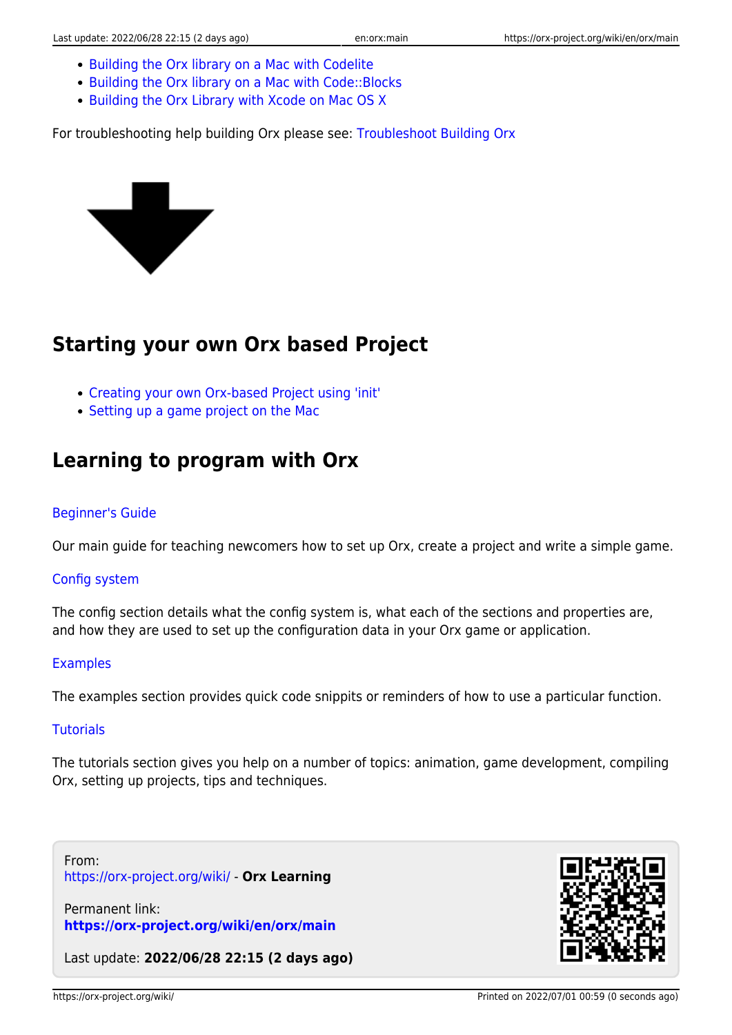- Building the Orx library on a Mac with Codelite
- Building the Orx library on a Mac with Code::Blocks
- Building the Orx Library with Xcode on Mac OS X

For troubleshooting help building Orx please see: Troubleshoot Building Orx

## Starting your own Orx based Project

- Creating your own Orx-based Project using 'init'
- Setting up a game project on the Mac

## Learning to program with Orx

Beginner's Guide

Our main guide for teaching newcomers how to set up Orx, create a project and write a simple game.

Config system

The config section details what the config system is, what each of the sections and properties are, and how they are used to set up the configuration data in your Orx game or application.

Examples

The examples section provides quick code snippits or reminders of how to use a particular function.

Tutorials

The tutorials section gives you help on a number of topics: animation, game development, compiling Orx, setting up projects, tips and techniques.

From:
https://orx-project.org/wiki/ - **Orx Learning**

Permanent link:
**https://orx-project.org/wiki/en/orx/main**

Last update: **2022/06/28 22:15 (2 days ago)**